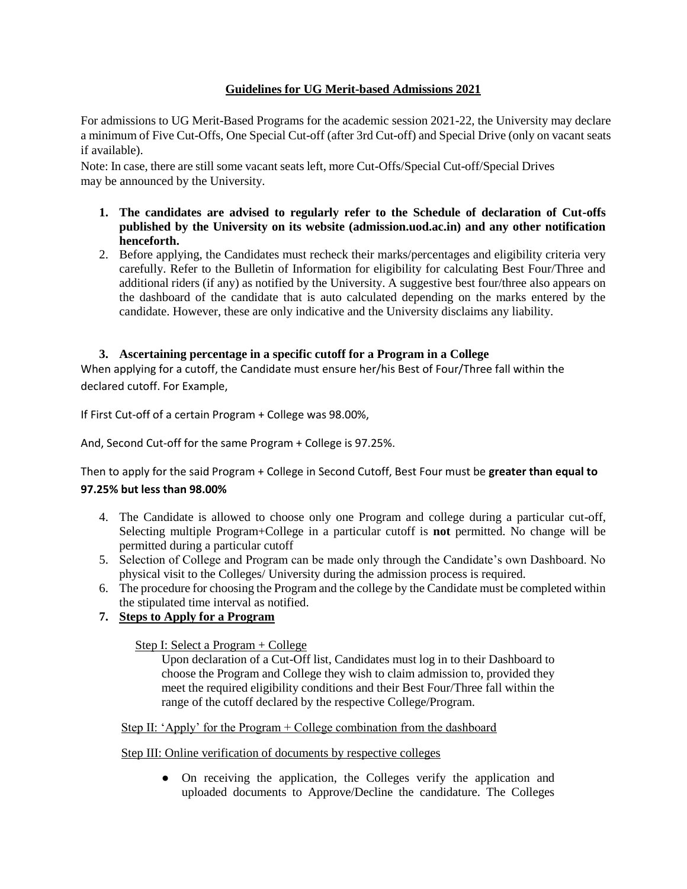## Guidelines for UG Merit-based Admissions 2021

For admissions to UG Merit-Based Programs for the academic session 2021-22, the University may declare a minimum of Five Cut-Offs, One Special Cut-off (after 3rd Cut-off) and Special Drive (only on vacant seats if available).

Note: In case, there are still some vacant seats left, more Cut-Offs/Special Cut-off/Special Drives may be announced by the University.

1. **The candidates are advised to regularly refer to the Schedule of declaration of Cut-offs published by the University on its website (admission.uod.ac.in) and any other notification henceforth.**
2. Before applying, the Candidates must recheck their marks/percentages and eligibility criteria very carefully. Refer to the Bulletin of Information for eligibility for calculating Best Four/Three and additional riders (if any) as notified by the University. A suggestive best four/three also appears on the dashboard of the candidate that is auto calculated depending on the marks entered by the candidate. However, these are only indicative and the University disclaims any liability.

3. **Ascertaining percentage in a specific cutoff for a Program in a College**

When applying for a cutoff, the Candidate must ensure her/his Best of Four/Three fall within the declared cutoff. For Example,

If First Cut-off of a certain Program + College was 98.00%,

And, Second Cut-off for the same Program + College is 97.25%.

Then to apply for the said Program + College in Second Cutoff, Best Four must be **greater than equal to 97.25% but less than 98.00%**

4. The Candidate is allowed to choose only one Program and college during a particular cut-off, Selecting multiple Program+College in a particular cutoff is **not** permitted. No change will be permitted during a particular cutoff
5. Selection of College and Program can be made only through the Candidate's own Dashboard. No physical visit to the Colleges/ University during the admission process is required.
6. The procedure for choosing the Program and the college by the Candidate must be completed within the stipulated time interval as notified.
7. **Steps to Apply for a Program**

Step I: Select a Program + College

Upon declaration of a Cut-Off list, Candidates must log in to their Dashboard to choose the Program and College they wish to claim admission to, provided they meet the required eligibility conditions and their Best Four/Three fall within the range of the cutoff declared by the respective College/Program.

Step II: 'Apply' for the Program + College combination from the dashboard

Step III: Online verification of documents by respective colleges

- On receiving the application, the Colleges verify the application and uploaded documents to Approve/Decline the candidature. The Colleges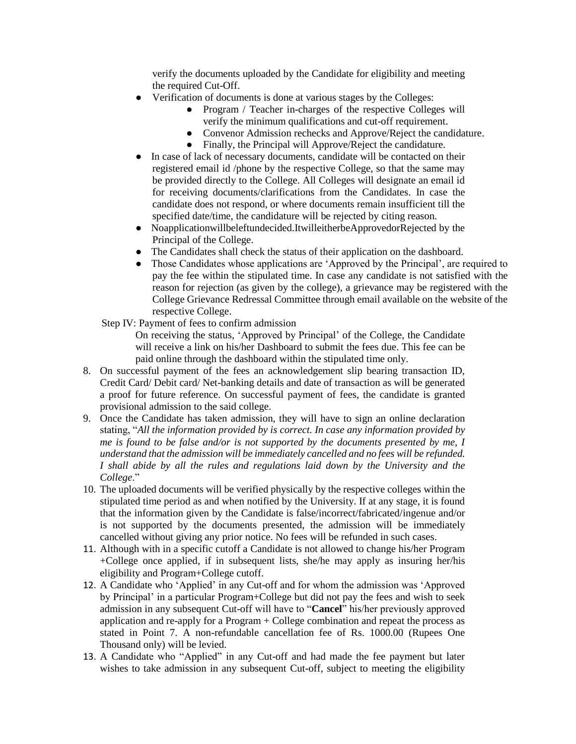verify the documents uploaded by the Candidate for eligibility and meeting the required Cut-Off.

- Verification of documents is done at various stages by the Colleges:
  - Program / Teacher in-charges of the respective Colleges will verify the minimum qualifications and cut-off requirement.
  - Convenor Admission rechecks and Approve/Reject the candidature.
  - Finally, the Principal will Approve/Reject the candidature.
- In case of lack of necessary documents, candidate will be contacted on their registered email id /phone by the respective College, so that the same may be provided directly to the College. All Colleges will designate an email id for receiving documents/clarifications from the Candidates. In case the candidate does not respond, or where documents remain insufficient till the specified date/time, the candidature will be rejected by citing reason.
- Noapplicationwillbeleftundecided.ItwilleitherbeApprovedorRejected by the Principal of the College.
- The Candidates shall check the status of their application on the dashboard.
- Those Candidates whose applications are 'Approved by the Principal', are required to pay the fee within the stipulated time. In case any candidate is not satisfied with the reason for rejection (as given by the college), a grievance may be registered with the College Grievance Redressal Committee through email available on the website of the respective College.

Step IV: Payment of fees to confirm admission

On receiving the status, 'Approved by Principal' of the College, the Candidate will receive a link on his/her Dashboard to submit the fees due. This fee can be paid online through the dashboard within the stipulated time only.

8. On successful payment of the fees an acknowledgement slip bearing transaction ID, Credit Card/ Debit card/ Net-banking details and date of transaction as will be generated a proof for future reference. On successful payment of fees, the candidate is granted provisional admission to the said college.
9. Once the Candidate has taken admission, they will have to sign an online declaration stating, "*All the information provided by is correct. In case any information provided by me is found to be false and/or is not supported by the documents presented by me, I understand that the admission will be immediately cancelled and no fees will be refunded. I shall abide by all the rules and regulations laid down by the University and the College*."
10. The uploaded documents will be verified physically by the respective colleges within the stipulated time period as and when notified by the University. If at any stage, it is found that the information given by the Candidate is false/incorrect/fabricated/ingenue and/or is not supported by the documents presented, the admission will be immediately cancelled without giving any prior notice. No fees will be refunded in such cases.
11. Although with in a specific cutoff a Candidate is not allowed to change his/her Program +College once applied, if in subsequent lists, she/he may apply as insuring her/his eligibility and Program+College cutoff.
12. A Candidate who 'Applied' in any Cut-off and for whom the admission was 'Approved by Principal' in a particular Program+College but did not pay the fees and wish to seek admission in any subsequent Cut-off will have to "**Cancel**" his/her previously approved application and re-apply for a Program + College combination and repeat the process as stated in Point 7. A non-refundable cancellation fee of Rs. 1000.00 (Rupees One Thousand only) will be levied.
13. A Candidate who "Applied" in any Cut-off and had made the fee payment but later wishes to take admission in any subsequent Cut-off, subject to meeting the eligibility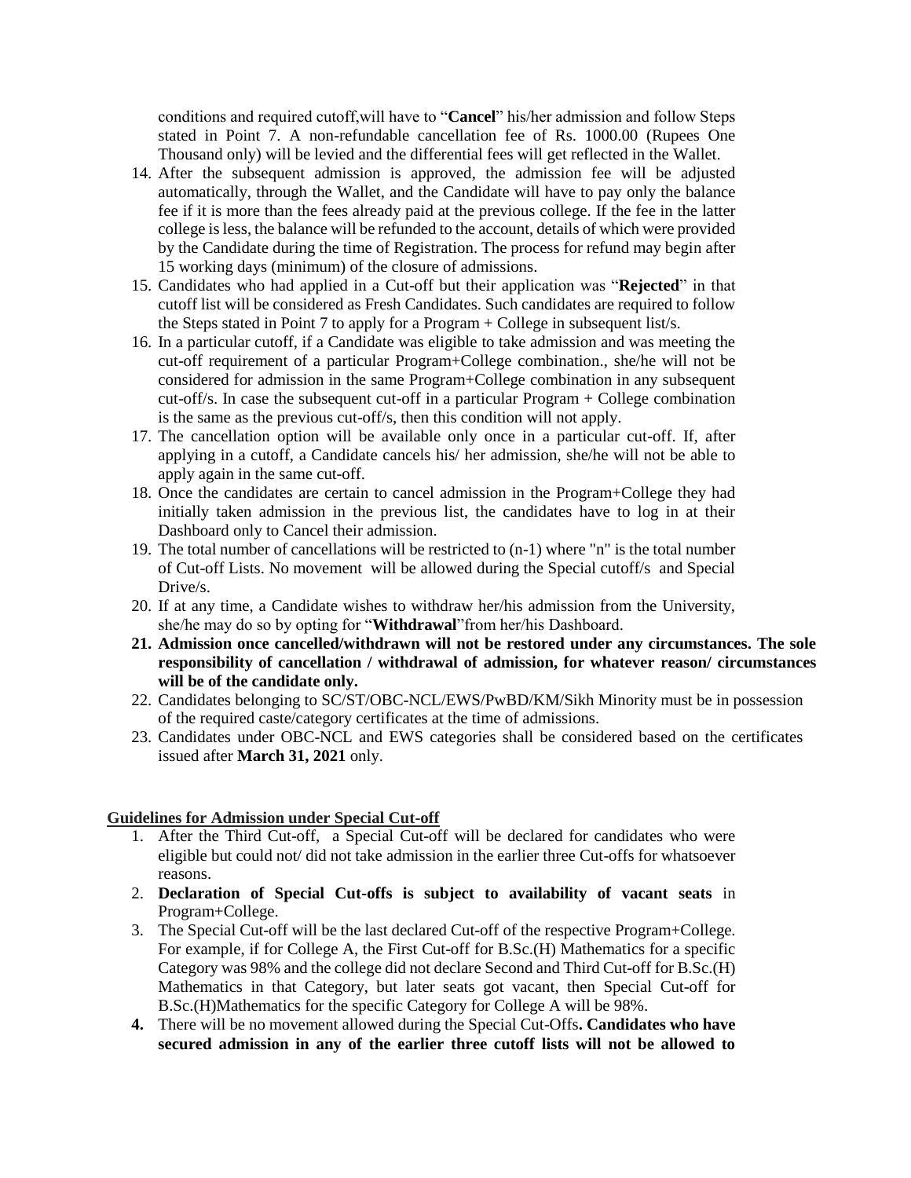conditions and required cutoff,will have to "**Cancel**" his/her admission and follow Steps stated in Point 7. A non-refundable cancellation fee of Rs. 1000.00 (Rupees One Thousand only) will be levied and the differential fees will get reflected in the Wallet.

14. After the subsequent admission is approved, the admission fee will be adjusted automatically, through the Wallet, and the Candidate will have to pay only the balance fee if it is more than the fees already paid at the previous college. If the fee in the latter college is less, the balance will be refunded to the account, details of which were provided by the Candidate during the time of Registration. The process for refund may begin after 15 working days (minimum) of the closure of admissions.
15. Candidates who had applied in a Cut-off but their application was "**Rejected**" in that cutoff list will be considered as Fresh Candidates. Such candidates are required to follow the Steps stated in Point 7 to apply for a Program + College in subsequent list/s.
16. In a particular cutoff, if a Candidate was eligible to take admission and was meeting the cut-off requirement of a particular Program+College combination., she/he will not be considered for admission in the same Program+College combination in any subsequent cut-off/s. In case the subsequent cut-off in a particular Program + College combination is the same as the previous cut-off/s, then this condition will not apply.
17. The cancellation option will be available only once in a particular cut-off. If, after applying in a cutoff, a Candidate cancels his/ her admission, she/he will not be able to apply again in the same cut-off.
18. Once the candidates are certain to cancel admission in the Program+College they had initially taken admission in the previous list, the candidates have to log in at their Dashboard only to Cancel their admission.
19. The total number of cancellations will be restricted to (n-1) where "n" is the total number of Cut-off Lists. No movement will be allowed during the Special cutoff/s and Special Drive/s.
20. If at any time, a Candidate wishes to withdraw her/his admission from the University, she/he may do so by opting for "**Withdrawal**"from her/his Dashboard.
21. **Admission once cancelled/withdrawn will not be restored under any circumstances. The sole responsibility of cancellation / withdrawal of admission, for whatever reason/ circumstances will be of the candidate only.**
22. Candidates belonging to SC/ST/OBC-NCL/EWS/PwBD/KM/Sikh Minority must be in possession of the required caste/category certificates at the time of admissions.
23. Candidates under OBC-NCL and EWS categories shall be considered based on the certificates issued after **March 31, 2021** only.

**Guidelines for Admission under Special Cut-off**

1. After the Third Cut-off, a Special Cut-off will be declared for candidates who were eligible but could not/ did not take admission in the earlier three Cut-offs for whatsoever reasons.
2. **Declaration of Special Cut-offs is subject to availability of vacant seats** in Program+College.
3. The Special Cut-off will be the last declared Cut-off of the respective Program+College. For example, if for College A, the First Cut-off for B.Sc.(H) Mathematics for a specific Category was 98% and the college did not declare Second and Third Cut-off for B.Sc.(H) Mathematics in that Category, but later seats got vacant, then Special Cut-off for B.Sc.(H)Mathematics for the specific Category for College A will be 98%.
4. There will be no movement allowed during the Special Cut-Offs**. Candidates who have secured admission in any of the earlier three cutoff lists will not be allowed to**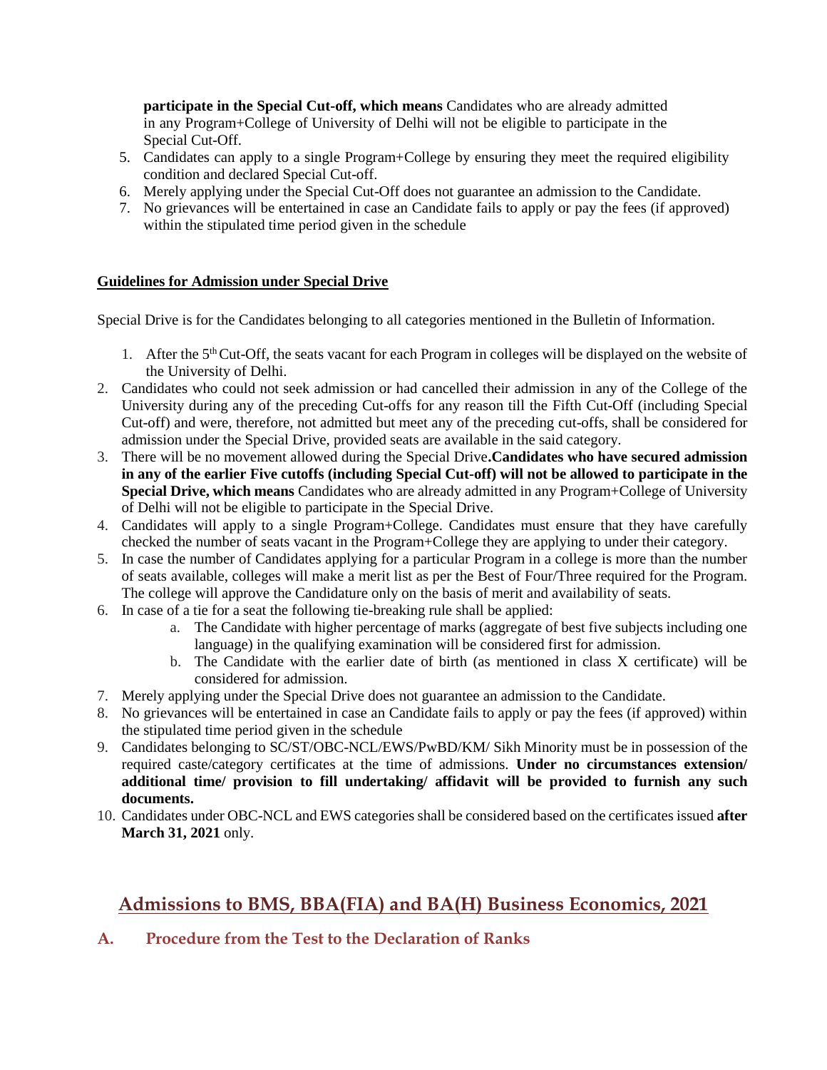**participate in the Special Cut-off, which means** Candidates who are already admitted in any Program+College of University of Delhi will not be eligible to participate in the Special Cut-Off.

5. Candidates can apply to a single Program+College by ensuring they meet the required eligibility condition and declared Special Cut-off.
6. Merely applying under the Special Cut-Off does not guarantee an admission to the Candidate.
7. No grievances will be entertained in case an Candidate fails to apply or pay the fees (if approved) within the stipulated time period given in the schedule

**Guidelines for Admission under Special Drive**

Special Drive is for the Candidates belonging to all categories mentioned in the Bulletin of Information.

1. After the 5th Cut-Off, the seats vacant for each Program in colleges will be displayed on the website of the University of Delhi.
2. Candidates who could not seek admission or had cancelled their admission in any of the College of the University during any of the preceding Cut-offs for any reason till the Fifth Cut-Off (including Special Cut-off) and were, therefore, not admitted but meet any of the preceding cut-offs, shall be considered for admission under the Special Drive, provided seats are available in the said category.
3. There will be no movement allowed during the Special Drive**.Candidates who have secured admission in any of the earlier Five cutoffs (including Special Cut-off) will not be allowed to participate in the Special Drive, which means** Candidates who are already admitted in any Program+College of University of Delhi will not be eligible to participate in the Special Drive.
4. Candidates will apply to a single Program+College. Candidates must ensure that they have carefully checked the number of seats vacant in the Program+College they are applying to under their category.
5. In case the number of Candidates applying for a particular Program in a college is more than the number of seats available, colleges will make a merit list as per the Best of Four/Three required for the Program. The college will approve the Candidature only on the basis of merit and availability of seats.
6. In case of a tie for a seat the following tie-breaking rule shall be applied:
    a. The Candidate with higher percentage of marks (aggregate of best five subjects including one language) in the qualifying examination will be considered first for admission.
    b. The Candidate with the earlier date of birth (as mentioned in class X certificate) will be considered for admission.
7. Merely applying under the Special Drive does not guarantee an admission to the Candidate.
8. No grievances will be entertained in case an Candidate fails to apply or pay the fees (if approved) within the stipulated time period given in the schedule
9. Candidates belonging to SC/ST/OBC-NCL/EWS/PwBD/KM/ Sikh Minority must be in possession of the required caste/category certificates at the time of admissions. **Under no circumstances extension/ additional time/ provision to fill undertaking/ affidavit will be provided to furnish any such documents.**
10. Candidates under OBC-NCL and EWS categories shall be considered based on the certificates issued **after March 31, 2021** only.

## Admissions to BMS, BBA(FIA) and BA(H) Business Economics, 2021

### A. Procedure from the Test to the Declaration of Ranks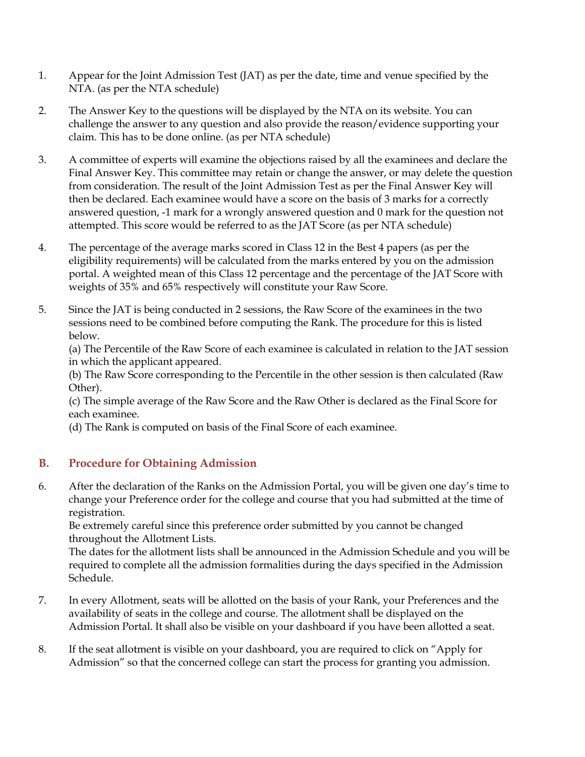1. Appear for the Joint Admission Test (JAT) as per the date, time and venue specified by the NTA. (as per the NTA schedule)

2. The Answer Key to the questions will be displayed by the NTA on its website. You can challenge the answer to any question and also provide the reason/evidence supporting your claim. This has to be done online. (as per NTA schedule)

3. A committee of experts will examine the objections raised by all the examinees and declare the Final Answer Key. This committee may retain or change the answer, or may delete the question from consideration. The result of the Joint Admission Test as per the Final Answer Key will then be declared. Each examinee would have a score on the basis of 3 marks for a correctly answered question, -1 mark for a wrongly answered question and 0 mark for the question not attempted. This score would be referred to as the JAT Score (as per NTA schedule)

4. The percentage of the average marks scored in Class 12 in the Best 4 papers (as per the eligibility requirements) will be calculated from the marks entered by you on the admission portal. A weighted mean of this Class 12 percentage and the percentage of the JAT Score with weights of 35% and 65% respectively will constitute your Raw Score.

5. Since the JAT is being conducted in 2 sessions, the Raw Score of the examinees in the two sessions need to be combined before computing the Rank. The procedure for this is listed below.
   (a) The Percentile of the Raw Score of each examinee is calculated in relation to the JAT session in which the applicant appeared.
   (b) The Raw Score corresponding to the Percentile in the other session is then calculated (Raw Other).
   (c) The simple average of the Raw Score and the Raw Other is declared as the Final Score for each examinee.
   (d) The Rank is computed on basis of the Final Score of each examinee.

## B. Procedure for Obtaining Admission

6. After the declaration of the Ranks on the Admission Portal, you will be given one day's time to change your Preference order for the college and course that you had submitted at the time of registration.
   Be extremely careful since this preference order submitted by you cannot be changed throughout the Allotment Lists.
   The dates for the allotment lists shall be announced in the Admission Schedule and you will be required to complete all the admission formalities during the days specified in the Admission Schedule.

7. In every Allotment, seats will be allotted on the basis of your Rank, your Preferences and the availability of seats in the college and course. The allotment shall be displayed on the Admission Portal. It shall also be visible on your dashboard if you have been allotted a seat.

8. If the seat allotment is visible on your dashboard, you are required to click on "Apply for Admission" so that the concerned college can start the process for granting you admission.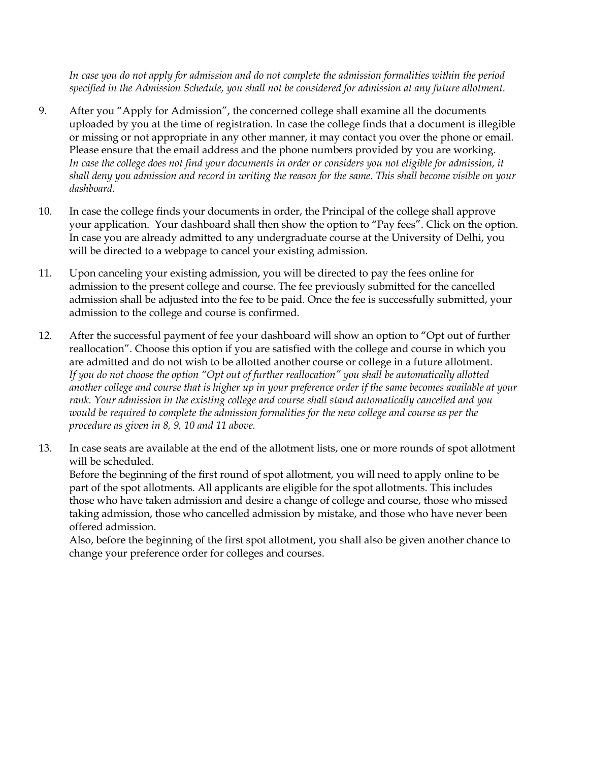*In case you do not apply for admission and do not complete the admission formalities within the period specified in the Admission Schedule, you shall not be considered for admission at any future allotment.*

9. After you "Apply for Admission", the concerned college shall examine all the documents uploaded by you at the time of registration. In case the college finds that a document is illegible or missing or not appropriate in any other manner, it may contact you over the phone or email. Please ensure that the email address and the phone numbers provided by you are working.
   *In case the college does not find your documents in order or considers you not eligible for admission, it shall deny you admission and record in writing the reason for the same. This shall become visible on your dashboard.*

10. In case the college finds your documents in order, the Principal of the college shall approve your application. Your dashboard shall then show the option to "Pay fees". Click on the option. In case you are already admitted to any undergraduate course at the University of Delhi, you will be directed to a webpage to cancel your existing admission.

11. Upon canceling your existing admission, you will be directed to pay the fees online for admission to the present college and course. The fee previously submitted for the cancelled admission shall be adjusted into the fee to be paid. Once the fee is successfully submitted, your admission to the college and course is confirmed.

12. After the successful payment of fee your dashboard will show an option to "Opt out of further reallocation". Choose this option if you are satisfied with the college and course in which you are admitted and do not wish to be allotted another course or college in a future allotment.
    *If you do not choose the option "Opt out of further reallocation" you shall be automatically allotted another college and course that is higher up in your preference order if the same becomes available at your rank. Your admission in the existing college and course shall stand automatically cancelled and you would be required to complete the admission formalities for the new college and course as per the procedure as given in 8, 9, 10 and 11 above.*

13. In case seats are available at the end of the allotment lists, one or more rounds of spot allotment will be scheduled.
    Before the beginning of the first round of spot allotment, you will need to apply online to be part of the spot allotments. All applicants are eligible for the spot allotments. This includes those who have taken admission and desire a change of college and course, those who missed taking admission, those who cancelled admission by mistake, and those who have never been offered admission.
    Also, before the beginning of the first spot allotment, you shall also be given another chance to change your preference order for colleges and courses.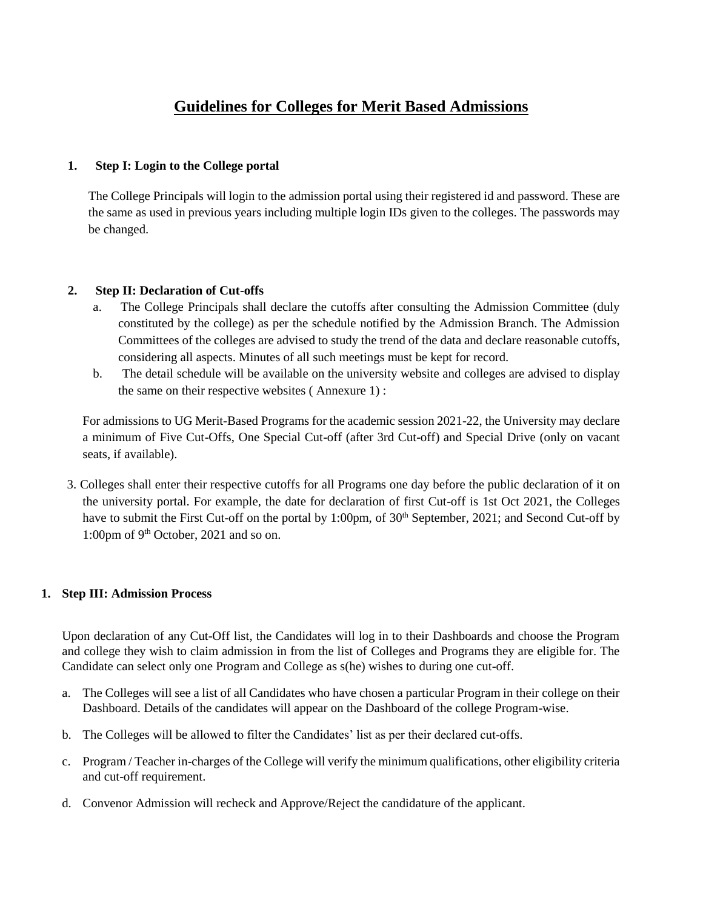# Guidelines for Colleges for Merit Based Admissions

**1. Step I: Login to the College portal**

The College Principals will login to the admission portal using their registered id and password. These are the same as used in previous years including multiple login IDs given to the colleges. The passwords may be changed.

**2. Step II: Declaration of Cut-offs**

a. The College Principals shall declare the cutoffs after consulting the Admission Committee (duly constituted by the college) as per the schedule notified by the Admission Branch. The Admission Committees of the colleges are advised to study the trend of the data and declare reasonable cutoffs, considering all aspects. Minutes of all such meetings must be kept for record.

b. The detail schedule will be available on the university website and colleges are advised to display the same on their respective websites ( Annexure 1) :

For admissions to UG Merit-Based Programs for the academic session 2021-22, the University may declare a minimum of Five Cut-Offs, One Special Cut-off (after 3rd Cut-off) and Special Drive (only on vacant seats, if available).

3. Colleges shall enter their respective cutoffs for all Programs one day before the public declaration of it on the university portal. For example, the date for declaration of first Cut-off is 1st Oct 2021, the Colleges have to submit the First Cut-off on the portal by 1:00pm, of 30th September, 2021; and Second Cut-off by 1:00pm of 9th October, 2021 and so on.

**1. Step III: Admission Process**

Upon declaration of any Cut-Off list, the Candidates will log in to their Dashboards and choose the Program and college they wish to claim admission in from the list of Colleges and Programs they are eligible for. The Candidate can select only one Program and College as s(he) wishes to during one cut-off.

a. The Colleges will see a list of all Candidates who have chosen a particular Program in their college on their Dashboard. Details of the candidates will appear on the Dashboard of the college Program-wise.

b. The Colleges will be allowed to filter the Candidates' list as per their declared cut-offs.

c. Program / Teacher in-charges of the College will verify the minimum qualifications, other eligibility criteria and cut-off requirement.

d. Convenor Admission will recheck and Approve/Reject the candidature of the applicant.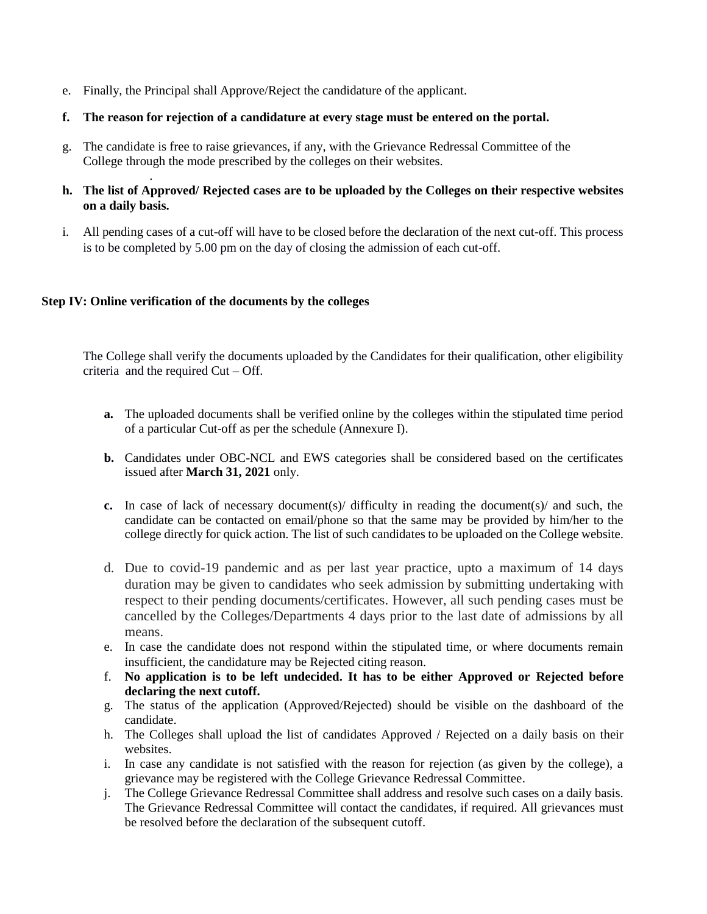e. Finally, the Principal shall Approve/Reject the candidature of the applicant.

**f. The reason for rejection of a candidature at every stage must be entered on the portal.**

g. The candidate is free to raise grievances, if any, with the Grievance Redressal Committee of the College through the mode prescribed by the colleges on their websites.

**h. The list of Approved/ Rejected cases are to be uploaded by the Colleges on their respective websites on a daily basis.**

i. All pending cases of a cut-off will have to be closed before the declaration of the next cut-off. This process is to be completed by 5.00 pm on the day of closing the admission of each cut-off.

**Step IV: Online verification of the documents by the colleges**

The College shall verify the documents uploaded by the Candidates for their qualification, other eligibility criteria and the required Cut – Off.

**a.** The uploaded documents shall be verified online by the colleges within the stipulated time period of a particular Cut-off as per the schedule (Annexure I).

**b.** Candidates under OBC-NCL and EWS categories shall be considered based on the certificates issued after **March 31, 2021** only.

**c.** In case of lack of necessary document(s)/ difficulty in reading the document(s)/ and such, the candidate can be contacted on email/phone so that the same may be provided by him/her to the college directly for quick action. The list of such candidates to be uploaded on the College website.

d. Due to covid-19 pandemic and as per last year practice, upto a maximum of 14 days duration may be given to candidates who seek admission by submitting undertaking with respect to their pending documents/certificates. However, all such pending cases must be cancelled by the Colleges/Departments 4 days prior to the last date of admissions by all means.

e. In case the candidate does not respond within the stipulated time, or where documents remain insufficient, the candidature may be Rejected citing reason.

f. **No application is to be left undecided. It has to be either Approved or Rejected before declaring the next cutoff.**

g. The status of the application (Approved/Rejected) should be visible on the dashboard of the candidate.

h. The Colleges shall upload the list of candidates Approved / Rejected on a daily basis on their websites.

i. In case any candidate is not satisfied with the reason for rejection (as given by the college), a grievance may be registered with the College Grievance Redressal Committee.

j. The College Grievance Redressal Committee shall address and resolve such cases on a daily basis. The Grievance Redressal Committee will contact the candidates, if required. All grievances must be resolved before the declaration of the subsequent cutoff.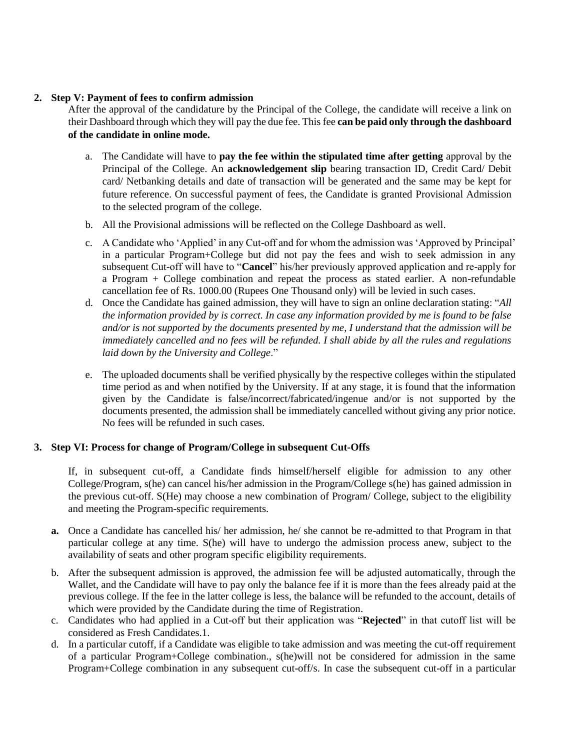2. **Step V: Payment of fees to confirm admission**

   After the approval of the candidature by the Principal of the College, the candidate will receive a link on their Dashboard through which they will pay the due fee. This fee **can be paid only through the dashboard of the candidate in online mode.**

   a. The Candidate will have to **pay the fee within the stipulated time after getting** approval by the Principal of the College. An **acknowledgement slip** bearing transaction ID, Credit Card/ Debit card/ Netbanking details and date of transaction will be generated and the same may be kept for future reference. On successful payment of fees, the Candidate is granted Provisional Admission to the selected program of the college.

   b. All the Provisional admissions will be reflected on the College Dashboard as well.

   c. A Candidate who 'Applied' in any Cut-off and for whom the admission was 'Approved by Principal' in a particular Program+College but did not pay the fees and wish to seek admission in any subsequent Cut-off will have to "**Cancel**" his/her previously approved application and re-apply for a Program + College combination and repeat the process as stated earlier. A non-refundable cancellation fee of Rs. 1000.00 (Rupees One Thousand only) will be levied in such cases.

   d. Once the Candidate has gained admission, they will have to sign an online declaration stating: "*All the information provided by is correct. In case any information provided by me is found to be false and/or is not supported by the documents presented by me, I understand that the admission will be immediately cancelled and no fees will be refunded. I shall abide by all the rules and regulations laid down by the University and College*."

   e. The uploaded documents shall be verified physically by the respective colleges within the stipulated time period as and when notified by the University. If at any stage, it is found that the information given by the Candidate is false/incorrect/fabricated/ingenue and/or is not supported by the documents presented, the admission shall be immediately cancelled without giving any prior notice. No fees will be refunded in such cases.

3. **Step VI: Process for change of Program/College in subsequent Cut-Offs**

   If, in subsequent cut-off, a Candidate finds himself/herself eligible for admission to any other College/Program, s(he) can cancel his/her admission in the Program/College s(he) has gained admission in the previous cut-off. S(He) may choose a new combination of Program/ College, subject to the eligibility and meeting the Program-specific requirements.

   **a.** Once a Candidate has cancelled his/ her admission, he/ she cannot be re-admitted to that Program in that particular college at any time. S(he) will have to undergo the admission process anew, subject to the availability of seats and other program specific eligibility requirements.

   b. After the subsequent admission is approved, the admission fee will be adjusted automatically, through the Wallet, and the Candidate will have to pay only the balance fee if it is more than the fees already paid at the previous college. If the fee in the latter college is less, the balance will be refunded to the account, details of which were provided by the Candidate during the time of Registration.

   c. Candidates who had applied in a Cut-off but their application was "**Rejected**" in that cutoff list will be considered as Fresh Candidates.1.

   d. In a particular cutoff, if a Candidate was eligible to take admission and was meeting the cut-off requirement of a particular Program+College combination., s(he)will not be considered for admission in the same Program+College combination in any subsequent cut-off/s. In case the subsequent cut-off in a particular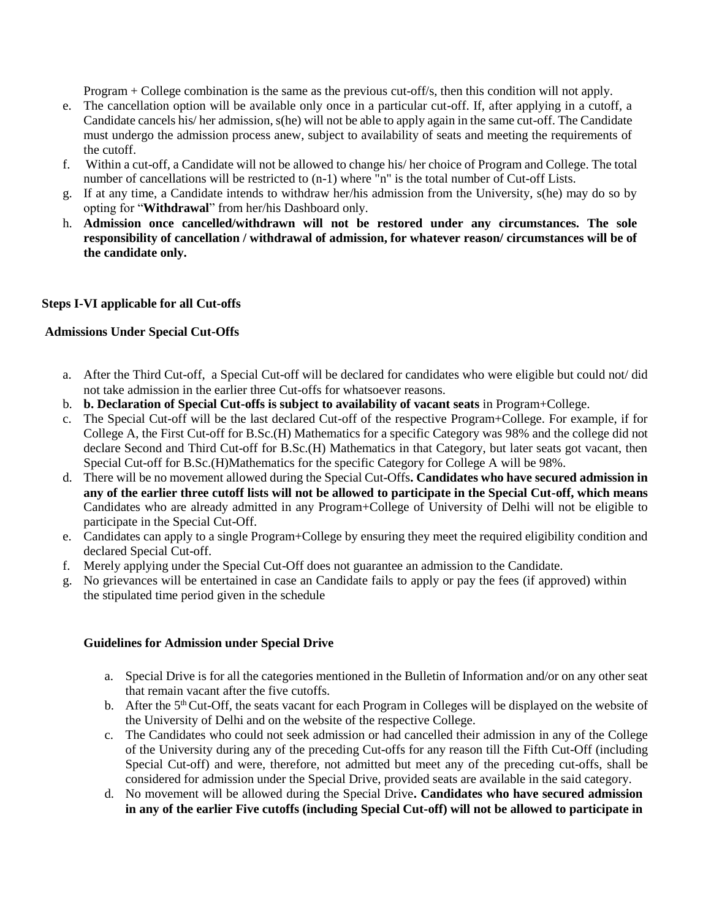Program + College combination is the same as the previous cut-off/s, then this condition will not apply.

e. The cancellation option will be available only once in a particular cut-off. If, after applying in a cutoff, a Candidate cancels his/ her admission, s(he) will not be able to apply again in the same cut-off. The Candidate must undergo the admission process anew, subject to availability of seats and meeting the requirements of the cutoff.
f. Within a cut-off, a Candidate will not be allowed to change his/ her choice of Program and College. The total number of cancellations will be restricted to (n-1) where "n" is the total number of Cut-off Lists.
g. If at any time, a Candidate intends to withdraw her/his admission from the University, s(he) may do so by opting for "**Withdrawal**" from her/his Dashboard only.
h. **Admission once cancelled/withdrawn will not be restored under any circumstances. The sole responsibility of cancellation / withdrawal of admission, for whatever reason/ circumstances will be of the candidate only.**

**Steps I-VI applicable for all Cut-offs**

**Admissions Under Special Cut-Offs**

a. After the Third Cut-off, a Special Cut-off will be declared for candidates who were eligible but could not/ did not take admission in the earlier three Cut-offs for whatsoever reasons.
b. **b. Declaration of Special Cut-offs is subject to availability of vacant seats** in Program+College.
c. The Special Cut-off will be the last declared Cut-off of the respective Program+College. For example, if for College A, the First Cut-Off for B.Sc.(H) Mathematics for a specific Category was 98% and the college did not declare Second and Third Cut-off for B.Sc.(H) Mathematics in that Category, but later seats got vacant, then Special Cut-off for B.Sc.(H)Mathematics for the specific Category for College A will be 98%.
d. There will be no movement allowed during the Special Cut-Offs**. Candidates who have secured admission in any of the earlier three cutoff lists will not be allowed to participate in the Special Cut-off, which means** Candidates who are already admitted in any Program+College of University of Delhi will not be eligible to participate in the Special Cut-Off.
e. Candidates can apply to a single Program+College by ensuring they meet the required eligibility condition and declared Special Cut-off.
f. Merely applying under the Special Cut-Off does not guarantee an admission to the Candidate.
g. No grievances will be entertained in case an Candidate fails to apply or pay the fees (if approved) within the stipulated time period given in the schedule

**Guidelines for Admission under Special Drive**

a. Special Drive is for all the categories mentioned in the Bulletin of Information and/or on any other seat that remain vacant after the five cutoffs.
b. After the 5th Cut-Off, the seats vacant for each Program in Colleges will be displayed on the website of the University of Delhi and on the website of the respective College.
c. The Candidates who could not seek admission or had cancelled their admission in any of the College of the University during any of the preceding Cut-offs for any reason till the Fifth Cut-Off (including Special Cut-off) and were, therefore, not admitted but meet any of the preceding cut-offs, shall be considered for admission under the Special Drive, provided seats are available in the said category.
d. No movement will be allowed during the Special Drive**. Candidates who have secured admission in any of the earlier Five cutoffs (including Special Cut-off) will not be allowed to participate in**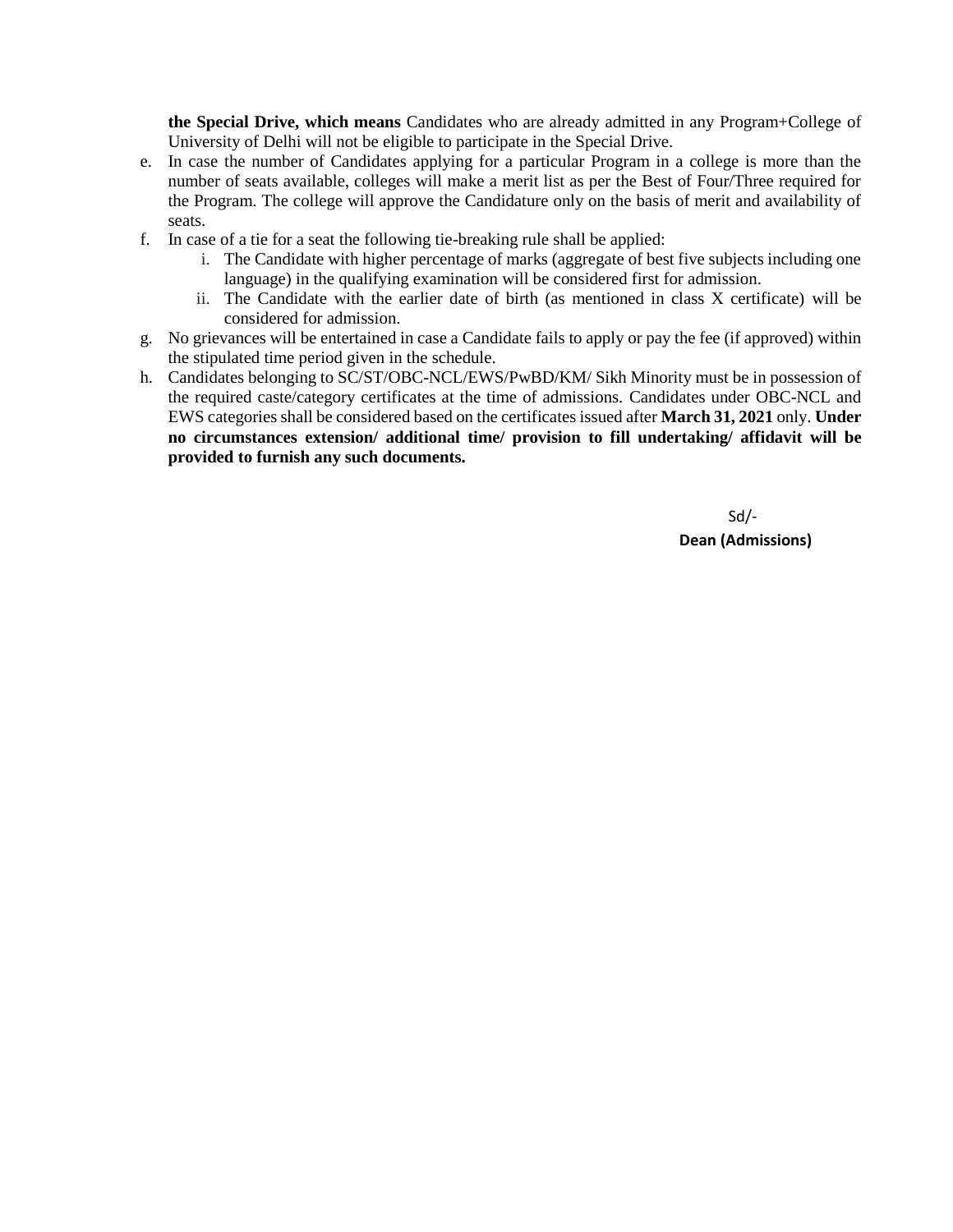**the Special Drive, which means** Candidates who are already admitted in any Program+College of University of Delhi will not be eligible to participate in the Special Drive.

e. In case the number of Candidates applying for a particular Program in a college is more than the number of seats available, colleges will make a merit list as per the Best of Four/Three required for the Program. The college will approve the Candidature only on the basis of merit and availability of seats.
f. In case of a tie for a seat the following tie-breaking rule shall be applied:
    i. The Candidate with higher percentage of marks (aggregate of best five subjects including one language) in the qualifying examination will be considered first for admission.
    ii. The Candidate with the earlier date of birth (as mentioned in class X certificate) will be considered for admission.
g. No grievances will be entertained in case a Candidate fails to apply or pay the fee (if approved) within the stipulated time period given in the schedule.
h. Candidates belonging to SC/ST/OBC-NCL/EWS/PwBD/KM/ Sikh Minority must be in possession of the required caste/category certificates at the time of admissions. Candidates under OBC-NCL and EWS categories shall be considered based on the certificates issued after **March 31, 2021** only. **Under no circumstances extension/ additional time/ provision to fill undertaking/ affidavit will be provided to furnish any such documents.**

Sd/-

**Dean (Admissions)**